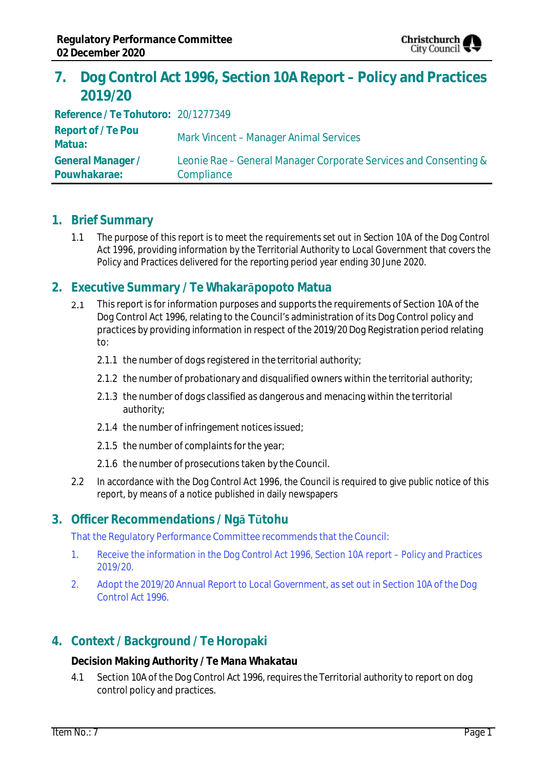# 7. Dog Control Act 1996, Section 10A Report – Policy and Practices 2019/20

| | |
|---|---|
| **Reference / Te Tohutoro:** | 20/1277349 |
| **Report of / Te Pou Matua:** | Mark Vincent – Manager Animal Services |
| **General Manager / Pouwhakarae:** | Leonie Rae – General Manager Corporate Services and Consenting & Compliance |

## 1. Brief Summary

1.1 The purpose of this report is to meet the requirements set out in Section 10A of the Dog Control Act 1996, providing information by the Territorial Authority to Local Government that covers the Policy and Practices delivered for the reporting period year ending 30 June 2020.

## 2. Executive Summary / Te Whakarāpopoto Matua

2.1 This report is for information purposes and supports the requirements of Section 10A of the Dog Control Act 1996, relating to the Council's administration of its Dog Control policy and practices by providing information in respect of the 2019/20 Dog Registration period relating to:

2.1.1 the number of dogs registered in the territorial authority;

2.1.2 the number of probationary and disqualified owners within the territorial authority;

2.1.3 the number of dogs classified as dangerous and menacing within the territorial authority;

2.1.4 the number of infringement notices issued;

2.1.5 the number of complaints for the year;

2.1.6 the number of prosecutions taken by the Council.

2.2 In accordance with the Dog Control Act 1996, the Council is required to give public notice of this report, by means of a notice published in daily newspapers

## 3. Officer Recommendations / Ngā Tūtohu

That the Regulatory Performance Committee recommends that the Council:

1. Receive the information in the Dog Control Act 1996, Section 10A report – Policy and Practices 2019/20.
2. Adopt the 2019/20 Annual Report to Local Government, as set out in Section 10A of the Dog Control Act 1996.

## 4. Context / Background / Te Horopaki

**Decision Making Authority / Te Mana Whakatau**

4.1 Section 10A of the Dog Control Act 1996, requires the Territorial authority to report on dog control policy and practices.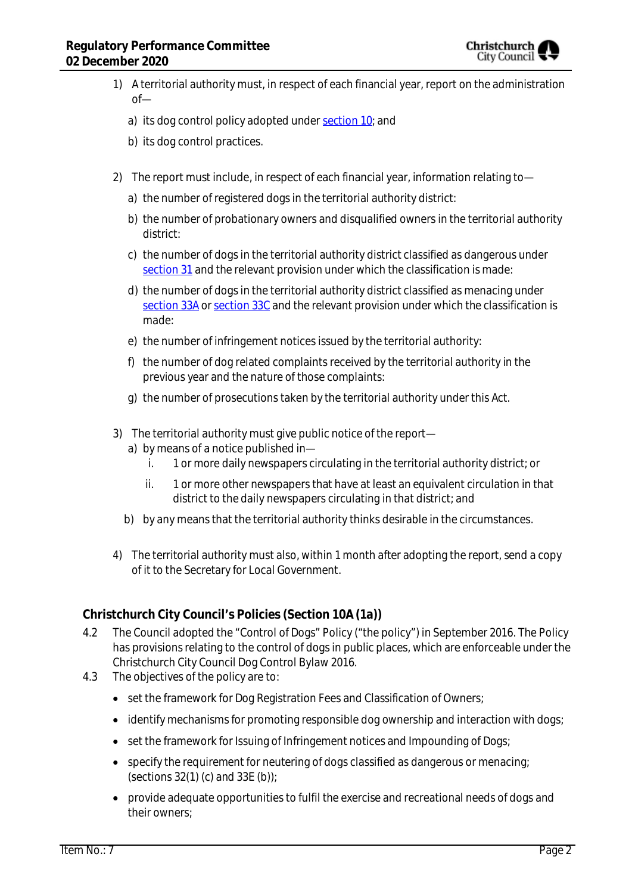1) A territorial authority must, in respect of each financial year, report on the administration of—

   a) its dog control policy adopted under section 10; and

   b) its dog control practices.

2) The report must include, in respect of each financial year, information relating to—

   a) the number of registered dogs in the territorial authority district:

   b) the number of probationary owners and disqualified owners in the territorial authority district:

   c) the number of dogs in the territorial authority district classified as dangerous under section 31 and the relevant provision under which the classification is made:

   d) the number of dogs in the territorial authority district classified as menacing under section 33A or section 33C and the relevant provision under which the classification is made:

   e) the number of infringement notices issued by the territorial authority:

   f) the number of dog related complaints received by the territorial authority in the previous year and the nature of those complaints:

   g) the number of prosecutions taken by the territorial authority under this Act.

3) The territorial authority must give public notice of the report—

   a) by means of a notice published in—

      i. 1 or more daily newspapers circulating in the territorial authority district; or

      ii. 1 or more other newspapers that have at least an equivalent circulation in that district to the daily newspapers circulating in that district; and

   b) by any means that the territorial authority thinks desirable in the circumstances.

4) The territorial authority must also, within 1 month after adopting the report, send a copy of it to the Secretary for Local Government.

**Christchurch City Council's Policies (Section 10A (1a))**

4.2 The Council adopted the "Control of Dogs" Policy ("the policy") in September 2016. The Policy has provisions relating to the control of dogs in public places, which are enforceable under the Christchurch City Council Dog Control Bylaw 2016.

4.3 The objectives of the policy are to:

- set the framework for Dog Registration Fees and Classification of Owners;
- identify mechanisms for promoting responsible dog ownership and interaction with dogs;
- set the framework for Issuing of Infringement notices and Impounding of Dogs;
- specify the requirement for neutering of dogs classified as dangerous or menacing; (sections 32(1) (c) and 33E (b));
- provide adequate opportunities to fulfil the exercise and recreational needs of dogs and their owners;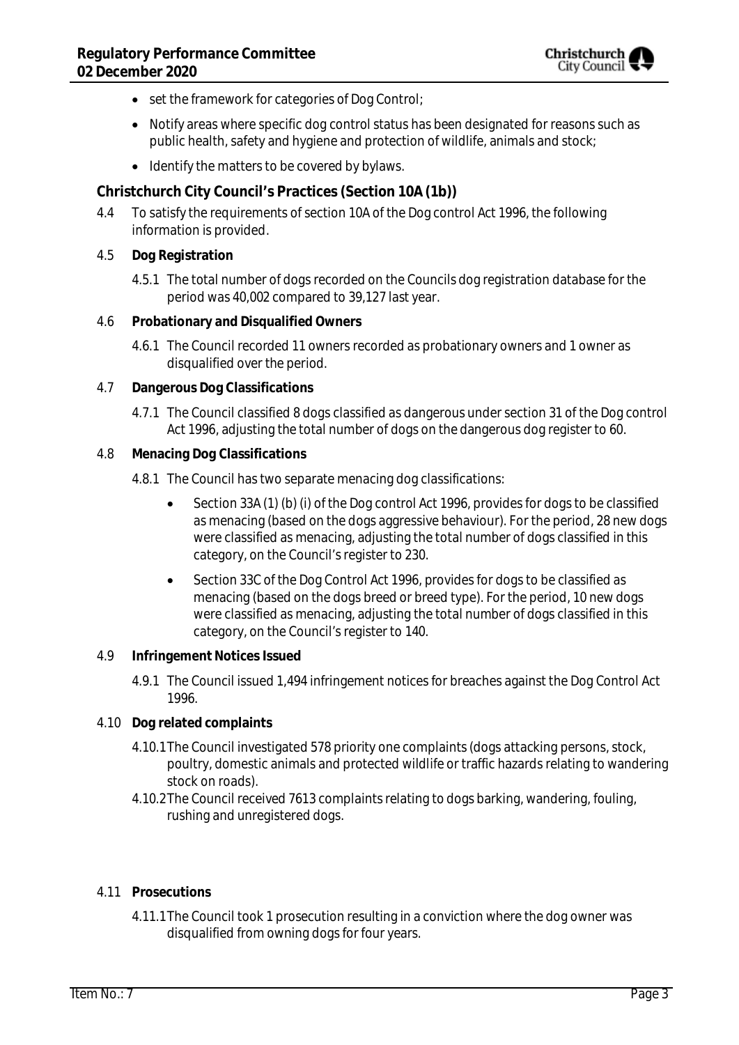- set the framework for categories of Dog Control;
- Notify areas where specific dog control status has been designated for reasons such as public health, safety and hygiene and protection of wildlife, animals and stock;
- Identify the matters to be covered by bylaws.

**Christchurch City Council's Practices (Section 10A (1b))**

4.4 To satisfy the requirements of section 10A of the Dog control Act 1996, the following information is provided.

4.5 **Dog Registration**

4.5.1 The total number of dogs recorded on the Councils dog registration database for the period was 40,002 compared to 39,127 last year.

4.6 **Probationary and Disqualified Owners**

4.6.1 The Council recorded 11 owners recorded as probationary owners and 1 owner as disqualified over the period.

4.7 **Dangerous Dog Classifications**

4.7.1 The Council classified 8 dogs classified as dangerous under section 31 of the Dog control Act 1996, adjusting the total number of dogs on the dangerous dog register to 60.

4.8 **Menacing Dog Classifications**

4.8.1 The Council has two separate menacing dog classifications:

- Section 33A (1) (b) (i) of the Dog control Act 1996, provides for dogs to be classified as menacing (based on the dogs aggressive behaviour). For the period, 28 new dogs were classified as menacing, adjusting the total number of dogs classified in this category, on the Council's register to 230.
- Section 33C of the Dog Control Act 1996, provides for dogs to be classified as menacing (based on the dogs breed or breed type). For the period, 10 new dogs were classified as menacing, adjusting the total number of dogs classified in this category, on the Council's register to 140.

4.9 **Infringement Notices Issued**

4.9.1 The Council issued 1,494 infringement notices for breaches against the Dog Control Act 1996.

4.10 **Dog related complaints**

4.10.1 The Council investigated 578 priority one complaints (dogs attacking persons, stock, poultry, domestic animals and protected wildlife or traffic hazards relating to wandering stock on roads).

4.10.2 The Council received 7613 complaints relating to dogs barking, wandering, fouling, rushing and unregistered dogs.

4.11 **Prosecutions**

4.11.1 The Council took 1 prosecution resulting in a conviction where the dog owner was disqualified from owning dogs for four years.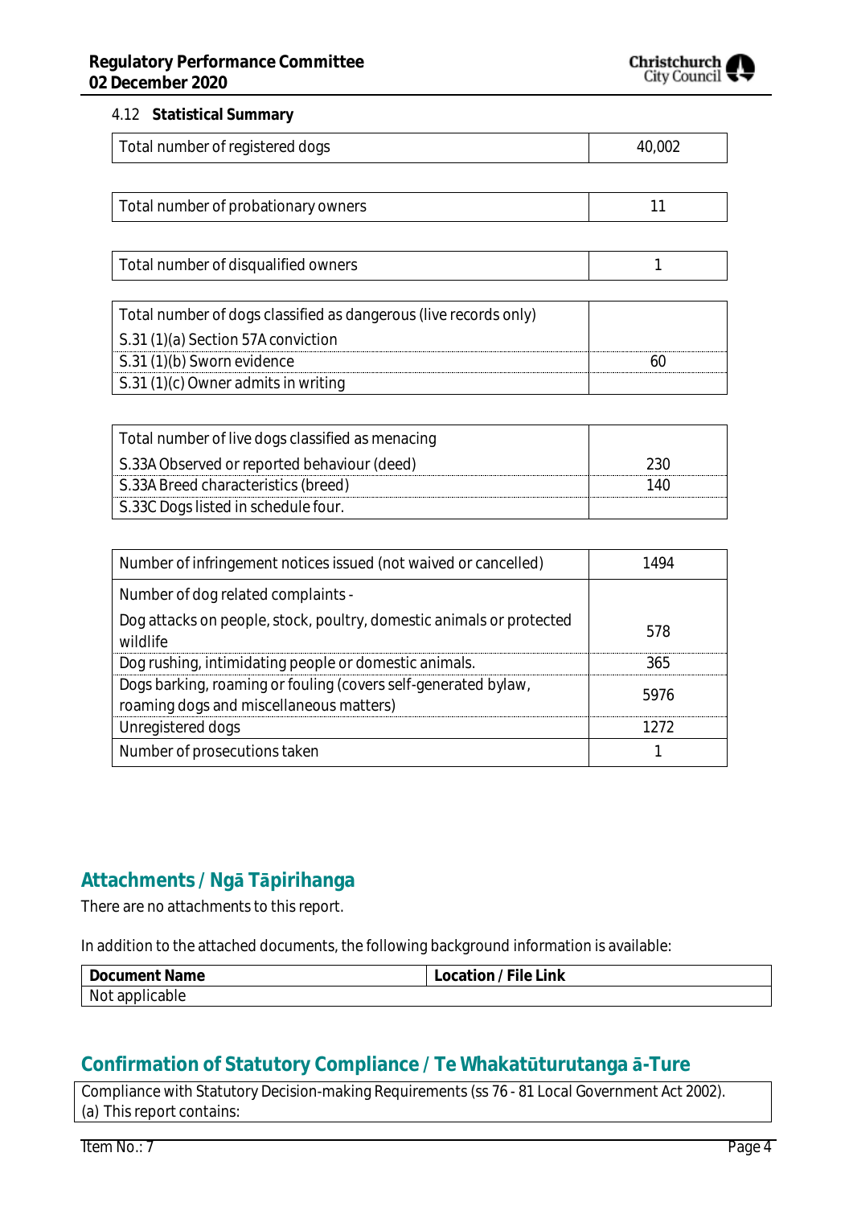4.12 **Statistical Summary**

| Total number of registered dogs | 40,002 |
|---|---|

| Total number of probationary owners | 11 |
|---|---|

| Total number of disqualified owners | 1 |
|---|---|

| Total number of dogs classified as dangerous (live records only) | |
|---|---|
| S.31 (1)(a) Section 57A conviction | |
| S.31 (1)(b) Sworn evidence | 60 |
| S.31 (1)(c) Owner admits in writing | |

| Total number of live dogs classified as menacing | |
|---|---|
| S.33A Observed or reported behaviour (deed) | 230 |
| S.33A Breed characteristics (breed) | 140 |
| S.33C Dogs listed in schedule four. | |

| Number of infringement notices issued (not waived or cancelled) | 1494 |
|---|---|
| Number of dog related complaints - Dog attacks on people, stock, poultry, domestic animals or protected wildlife | 578 |
| Dog rushing, intimidating people or domestic animals. | 365 |
| Dogs barking, roaming or fouling (covers self-generated bylaw, roaming dogs and miscellaneous matters) | 5976 |
| Unregistered dogs | 1272 |
| Number of prosecutions taken | 1 |

## Attachments / Ngā Tāpirihanga

There are no attachments to this report.

In addition to the attached documents, the following background information is available:

| Document Name | Location / File Link |
|---|---|
| Not applicable | |

## Confirmation of Statutory Compliance / Te Whakatūturutanga ā-Ture

Compliance with Statutory Decision-making Requirements (ss 76 - 81 Local Government Act 2002).
(a) This report contains: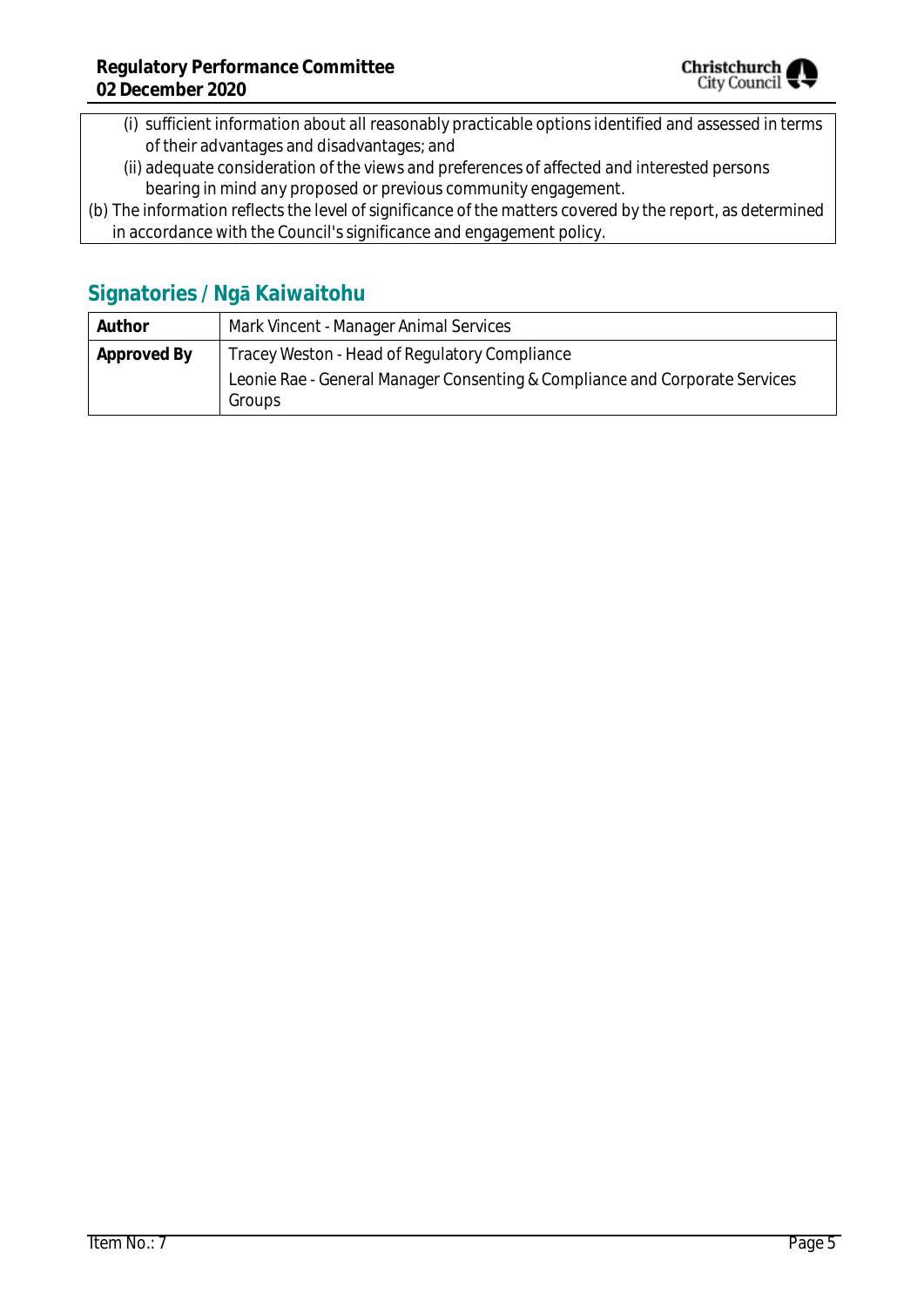(i) sufficient information about all reasonably practicable options identified and assessed in terms of their advantages and disadvantages; and

(ii) adequate consideration of the views and preferences of affected and interested persons bearing in mind any proposed or previous community engagement.

(b) The information reflects the level of significance of the matters covered by the report, as determined in accordance with the Council's significance and engagement policy.

## Signatories / Ngā Kaiwaitohu

| | |
|---|---|
| **Author** | Mark Vincent - Manager Animal Services |
| **Approved By** | Tracey Weston - Head of Regulatory Compliance<br>Leonie Rae - General Manager Consenting & Compliance and Corporate Services Groups |